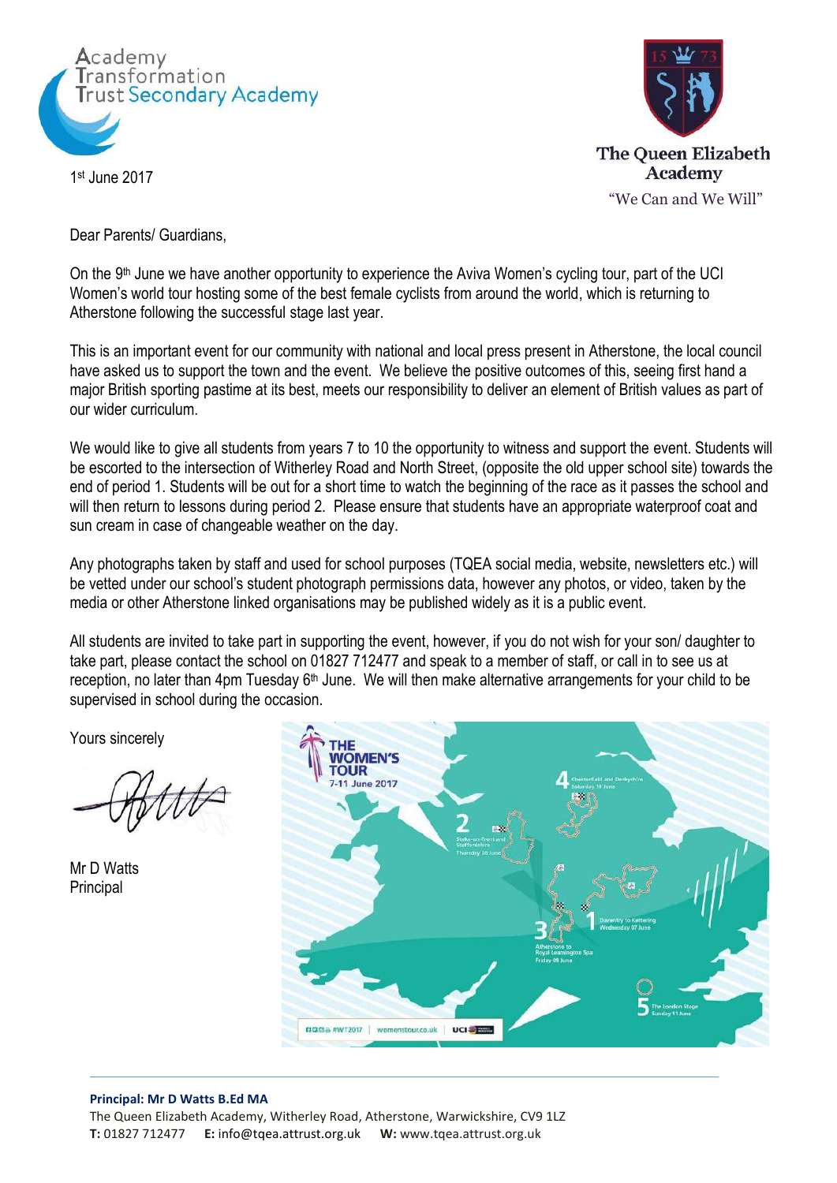Academy Transformation Trust Secondary Academy

The Queen Elizabeth Academy
"We Can and We Will"

1st June 2017

Dear Parents/ Guardians,

On the 9th June we have another opportunity to experience the Aviva Women's cycling tour, part of the UCI Women's world tour hosting some of the best female cyclists from around the world, which is returning to Atherstone following the successful stage last year.

This is an important event for our community with national and local press present in Atherstone, the local council have asked us to support the town and the event. We believe the positive outcomes of this, seeing first hand a major British sporting pastime at its best, meets our responsibility to deliver an element of British values as part of our wider curriculum.

We would like to give all students from years 7 to 10 the opportunity to witness and support the event. Students will be escorted to the intersection of Witherley Road and North Street, (opposite the old upper school site) towards the end of period 1. Students will be out for a short time to watch the beginning of the race as it passes the school and will then return to lessons during period 2. Please ensure that students have an appropriate waterproof coat and sun cream in case of changeable weather on the day.

Any photographs taken by staff and used for school purposes (TQEA social media, website, newsletters etc.) will be vetted under our school's student photograph permissions data, however any photos, or video, taken by the media or other Atherstone linked organisations may be published widely as it is a public event.

All students are invited to take part in supporting the event, however, if you do not wish for your son/ daughter to take part, please contact the school on 01827 712477 and speak to a member of staff, or call in to see us at reception, no later than 4pm Tuesday 6th June. We will then make alternative arrangements for your child to be supervised in school during the occasion.

Yours sincerely

Mr D Watts
Principal

**Principal: Mr D Watts B.Ed MA**
The Queen Elizabeth Academy, Witherley Road, Atherstone, Warwickshire, CV9 1LZ
**T:** 01827 712477 **E:** info@tqea.attrust.org.uk **W:** www.tqea.attrust.org.uk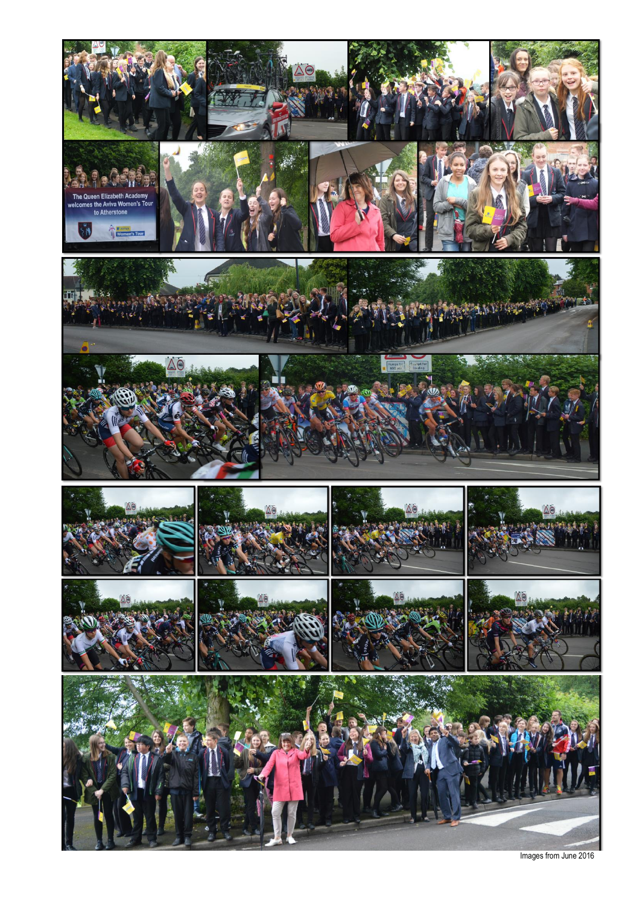Images from June 2016